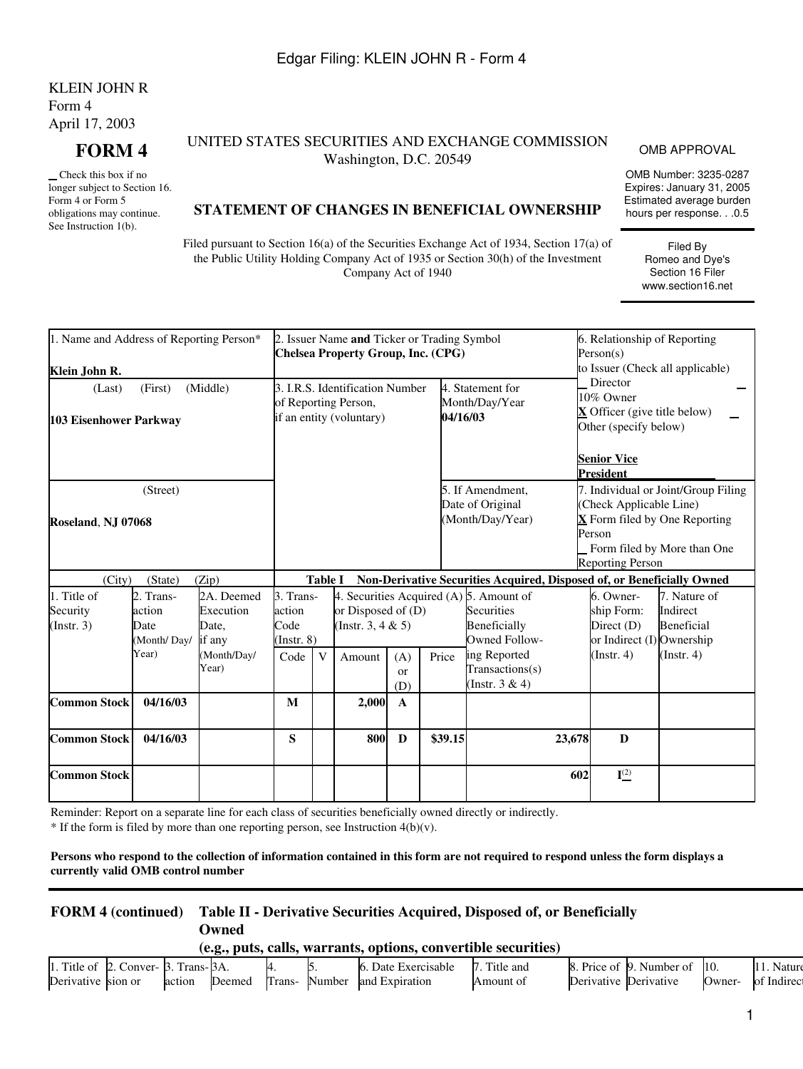Edgar Filing: KLEIN JOHN R - Form 4

KLEIN JOHN R
Form 4
April 17, 2003

# FORM 4

_ Check this box if no longer subject to Section 16. Form 4 or Form 5 obligations may continue. See Instruction 1(b).

UNITED STATES SECURITIES AND EXCHANGE COMMISSION
Washington, D.C. 20549

## STATEMENT OF CHANGES IN BENEFICIAL OWNERSHIP

Filed pursuant to Section 16(a) of the Securities Exchange Act of 1934, Section 17(a) of the Public Utility Holding Company Act of 1935 or Section 30(h) of the Investment Company Act of 1940

OMB APPROVAL

OMB Number: 3235-0287
Expires: January 31, 2005
Estimated average burden hours per response. . .0.5

Filed By
Romeo and Dye's
Section 16 Filer
www.section16.net

| 1. Name and Address of Reporting Person* | 2. Issuer Name **and** Ticker or Trading Symbol | | 6. Relationship of Reporting Person(s) to Issuer (Check all applicable) |
|---|---|---|---|
| **Klein John R.** | **Chelsea Property Group, Inc. (CPG)** | | _ Director _ 10% Owner **X** Officer (give title below) _ Other (specify below) **Senior Vice President** |
| (Last) (First) (Middle) **103 Eisenhower Parkway** | 3. I.R.S. Identification Number of Reporting Person, if an entity (voluntary) | 4. Statement for Month/Day/Year **04/16/03** | |
| (Street) **Roseland, NJ 07068** | | 5. If Amendment, Date of Original (Month/Day/Year) | 7. Individual or Joint/Group Filing (Check Applicable Line) **X** Form filed by One Reporting Person _ Form filed by More than One Reporting Person |
| (City) (State) (Zip) | | | |

**Table I Non-Derivative Securities Acquired, Disposed of, or Beneficially Owned**

| 1. Title of Security (Instr. 3) | 2. Transaction Date (Month/Day/Year) | 2A. Deemed Execution Date, if any (Month/Day/Year) | 3. Transaction Code (Instr. 8) | | 4. Securities Acquired (A) or Disposed of (D) (Instr. 3, 4 & 5) | | | 5. Amount of Securities Beneficially Owned Following Reported Transactions(s) (Instr. 3 & 4) | 6. Ownership Form: Direct (D) or Indirect (I) (Instr. 4) | 7. Nature of Indirect Beneficial Ownership (Instr. 4) |
|---|---|---|---|---|---|---|---|---|---|---|
| | | | Code | V | Amount | (A) or (D) | Price | | | |
| **Common Stock** | **04/16/03** | | **M** | | **2,000** | **A** | | | | |
| **Common Stock** | **04/16/03** | | **S** | | **800** | **D** | **$39.15** | **23,678** | **D** | |
| **Common Stock** | | | | | | | | **602** | **I**(2) | |

Reminder: Report on a separate line for each class of securities beneficially owned directly or indirectly.
* If the form is filed by more than one reporting person, see Instruction 4(b)(v).

**Persons who respond to the collection of information contained in this form are not required to respond unless the form displays a currently valid OMB control number**

**FORM 4 (continued) Table II - Derivative Securities Acquired, Disposed of, or Beneficially Owned (e.g., puts, calls, warrants, options, convertible securities)**

| 1. Title of Derivative | 2. Conversion or | 3. Transaction | 3A. Deemed | 4. Trans- | 5. Number | 6. Date Exercisable and Expiration | 7. Title and Amount of | 8. Price of Derivative | 9. Number of Derivative | 10. Owner- | 11. Nature of Indirect |
|---|---|---|---|---|---|---|---|---|---|---|---|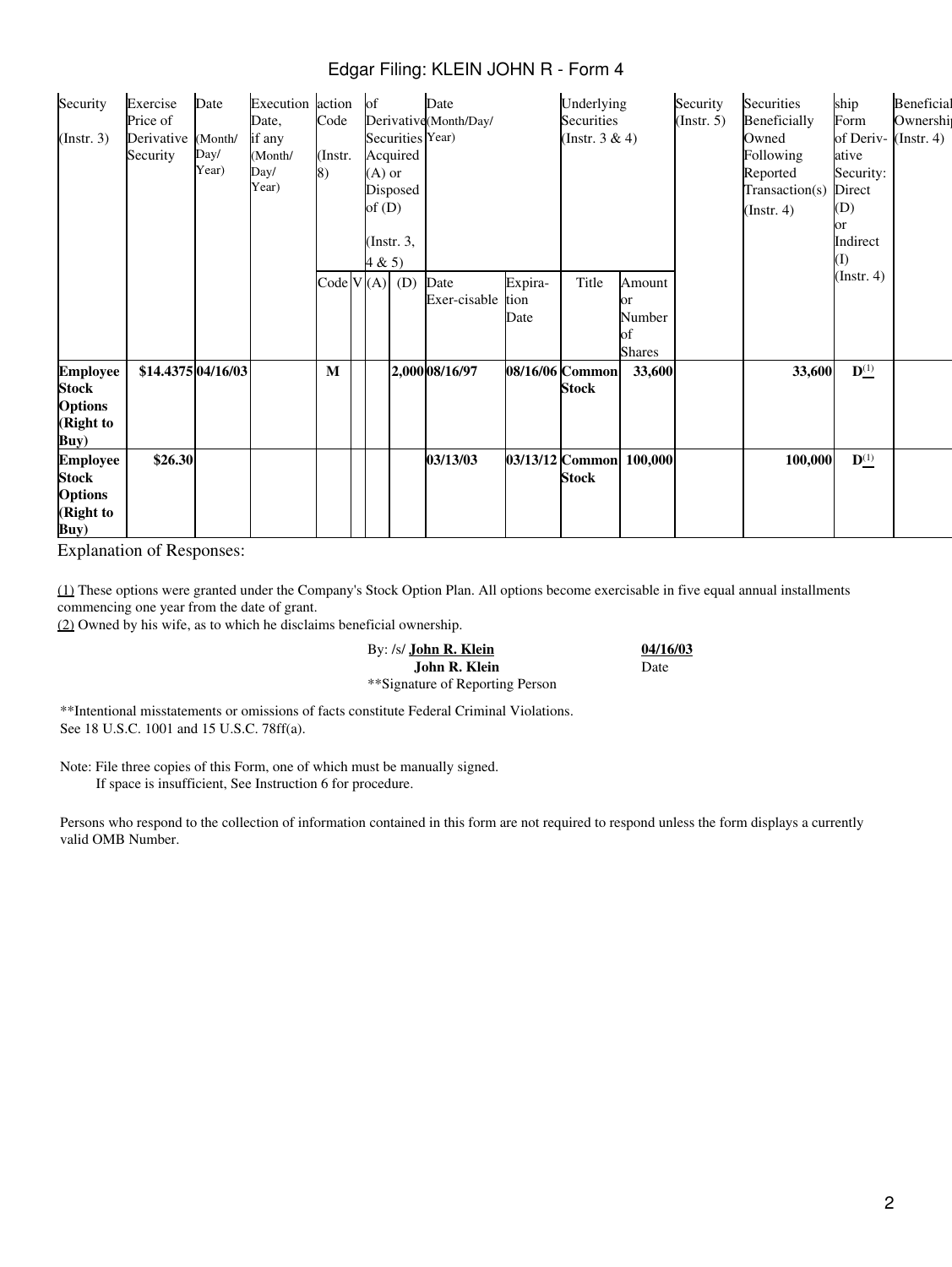| Security (Instr. 3) | Exercise Price of Derivative Security | Date (Month/ Day/ Year) | Execution Date, if any (Month/ Day/ Year) | action Code (Instr. 8) | | of Derivative Securities Acquired (A) or Disposed of (D) (Instr. 3, 4 & 5) | | Date (Month/Day/ Year) | | Underlying Securities (Instr. 3 & 4) | | Security (Instr. 5) | Securities Beneficially Owned Following Reported Transaction(s) (Instr. 4) | ship Form of Derivative Security: Direct (D) or Indirect (I) (Instr. 4) | Beneficial Ownership (Instr. 4) |
|---|---|---|---|---|---|---|---|---|---|---|---|---|---|---|---|
| | | | | Code | V | (A) | (D) | Date Exer-cisable | Expira-tion Date | Title | Amount or Number of Shares | | | | |
| **Employee Stock Options (Right to Buy)** | **$14.4375** | **04/16/03** | | **M** | | | **2,000** | **08/16/97** | **08/16/06** | **Common Stock** | **33,600** | | **33,600** | **D** (1) | |
| **Employee Stock Options (Right to Buy)** | **$26.30** | | | | | | | **03/13/03** | **03/13/12** | **Common Stock** | **100,000** | | **100,000** | **D** (1) | |

Explanation of Responses:

(1) These options were granted under the Company's Stock Option Plan. All options become exercisable in five equal annual installments commencing one year from the date of grant.
(2) Owned by his wife, as to which he disclaims beneficial ownership.

By: /s/ **John R. Klein** **04/16/03**
**John R. Klein** Date
**Signature of Reporting Person

**Intentional misstatements or omissions of facts constitute Federal Criminal Violations.
See 18 U.S.C. 1001 and 15 U.S.C. 78ff(a).

Note: File three copies of this Form, one of which must be manually signed.
If space is insufficient, See Instruction 6 for procedure.

Persons who respond to the collection of information contained in this form are not required to respond unless the form displays a currently valid OMB Number.